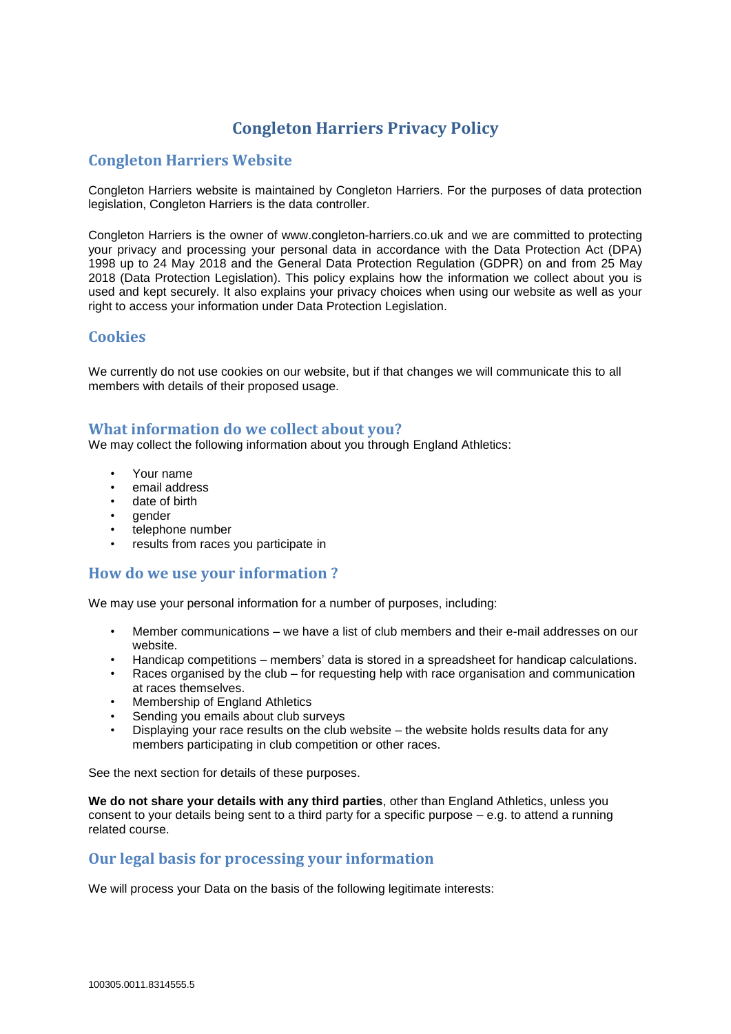# Congleton Harriers Privacy Policy

## Congleton Harriers Website

Congleton Harriers website is maintained by Congleton Harriers. For the purposes of data protection legislation, Congleton Harriers is the data controller.

Congleton Harriers is the owner of www.congleton-harriers.co.uk and we are committed to protecting your privacy and processing your personal data in accordance with the Data Protection Act (DPA) 1998 up to 24 May 2018 and the General Data Protection Regulation (GDPR) on and from 25 May 2018 (Data Protection Legislation). This policy explains how the information we collect about you is used and kept securely. It also explains your privacy choices when using our website as well as your right to access your information under Data Protection Legislation.

## Cookies

We currently do not use cookies on our website, but if that changes we will communicate this to all members with details of their proposed usage.

## What information do we collect about you?

We may collect the following information about you through England Athletics:

- Your name
- email address
- date of birth
- gender
- telephone number
- results from races you participate in

## How do we use your information ?

We may use your personal information for a number of purposes, including:

- Member communications – we have a list of club members and their e-mail addresses on our website.
- Handicap competitions – members' data is stored in a spreadsheet for handicap calculations.
- Races organised by the club – for requesting help with race organisation and communication at races themselves.
- Membership of England Athletics
- Sending you emails about club surveys
- Displaying your race results on the club website – the website holds results data for any members participating in club competition or other races.

See the next section for details of these purposes.

**We do not share your details with any third parties**, other than England Athletics, unless you consent to your details being sent to a third party for a specific purpose – e.g. to attend a running related course.

## Our legal basis for processing your information

We will process your Data on the basis of the following legitimate interests: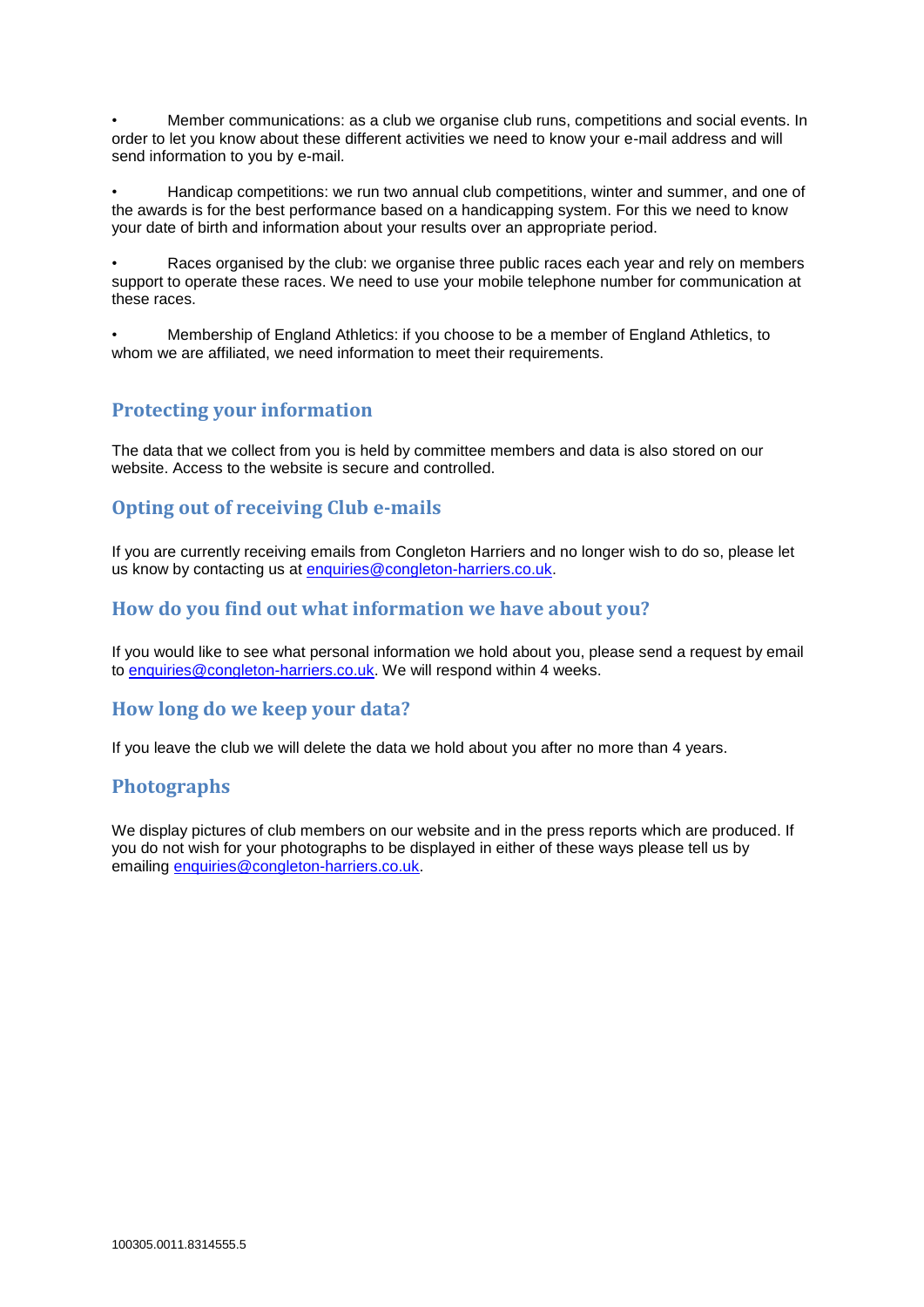- Member communications: as a club we organise club runs, competitions and social events. In order to let you know about these different activities we need to know your e-mail address and will send information to you by e-mail.

- Handicap competitions: we run two annual club competitions, winter and summer, and one of the awards is for the best performance based on a handicapping system. For this we need to know your date of birth and information about your results over an appropriate period.

- Races organised by the club: we organise three public races each year and rely on members support to operate these races. We need to use your mobile telephone number for communication at these races.

- Membership of England Athletics: if you choose to be a member of England Athletics, to whom we are affiliated, we need information to meet their requirements.

## Protecting your information

The data that we collect from you is held by committee members and data is also stored on our website. Access to the website is secure and controlled.

## Opting out of receiving Club e-mails

If you are currently receiving emails from Congleton Harriers and no longer wish to do so, please let us know by contacting us at enquiries@congleton-harriers.co.uk.

## How do you find out what information we have about you?

If you would like to see what personal information we hold about you, please send a request by email to enquiries@congleton-harriers.co.uk. We will respond within 4 weeks.

## How long do we keep your data?

If you leave the club we will delete the data we hold about you after no more than 4 years.

## Photographs

We display pictures of club members on our website and in the press reports which are produced. If you do not wish for your photographs to be displayed in either of these ways please tell us by emailing enquiries@congleton-harriers.co.uk.

100305.0011.8314555.5